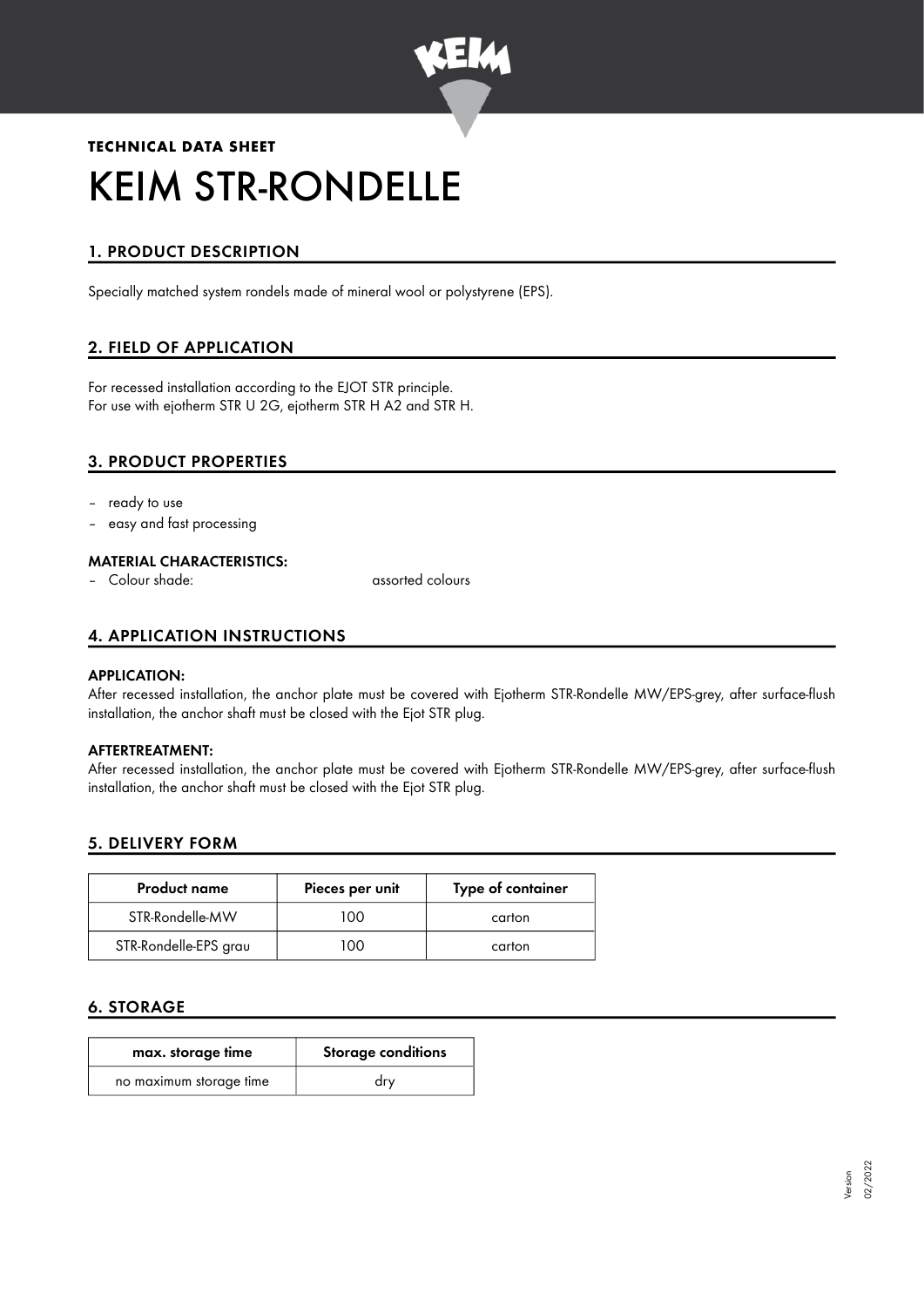**TECHNICAL DATA SHEET**

# KEIM STR-RONDELLE

## 1. PRODUCT DESCRIPTION

Specially matched system rondels made of mineral wool or polystyrene (EPS).

## 2. FIELD OF APPLICATION

For recessed installation according to the EJOT STR principle.
For use with ejotherm STR U 2G, ejotherm STR H A2 and STR H.

## 3. PRODUCT PROPERTIES

- ready to use
- easy and fast processing

### MATERIAL CHARACTERISTICS:

- Colour shade: assorted colours

## 4. APPLICATION INSTRUCTIONS

### APPLICATION:

After recessed installation, the anchor plate must be covered with Ejotherm STR-Rondelle MW/EPS-grey, after surface-flush installation, the anchor shaft must be closed with the Ejot STR plug.

### AFTERTREATMENT:

After recessed installation, the anchor plate must be covered with Ejotherm STR-Rondelle MW/EPS-grey, after surface-flush installation, the anchor shaft must be closed with the Ejot STR plug.

## 5. DELIVERY FORM

| Product name | Pieces per unit | Type of container |
|---|---|---|
| STR-Rondelle-MW | 100 | carton |
| STR-Rondelle-EPS grau | 100 | carton |

## 6. STORAGE

| max. storage time | Storage conditions |
|---|---|
| no maximum storage time | dry |

Version 02/2022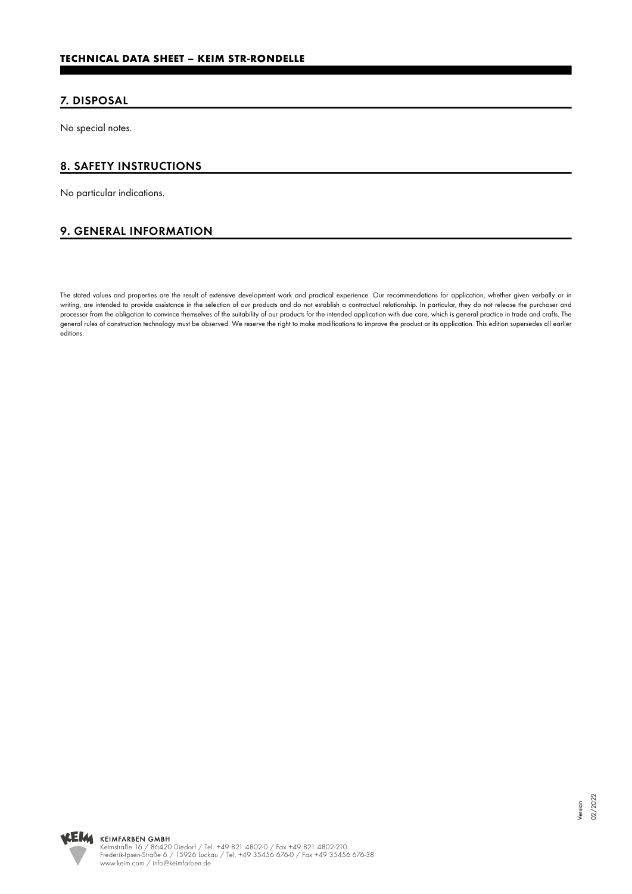## 7. DISPOSAL

No special notes.

## 8. SAFETY INSTRUCTIONS

No particular indications.

## 9. GENERAL INFORMATION

The stated values and properties are the result of extensive development work and practical experience. Our recommendations for application, whether given verbally or in writing, are intended to provide assistance in the selection of our products and do not establish a contractual relationship. In particular, they do not release the purchaser and processor from the obligation to convince themselves of the suitability of our products for the intended application with due care, which is general practice in trade and crafts. The general rules of construction technology must be observed. We reserve the right to make modifications to improve the product or its application. This edition supersedes all earlier editions.

KEIMFARBEN GMBH
Keimstraße 16 / 86420 Diedorf / Tel. +49 821 4802-0 / Fax +49 821 4802-210
Frederik-Ipsen-Straße 6 / 15926 Luckau / Tel. +49 35456 676-0 / Fax +49 35456 676-38
www.keim.com / info@keimfarben.de

Version 02/2022